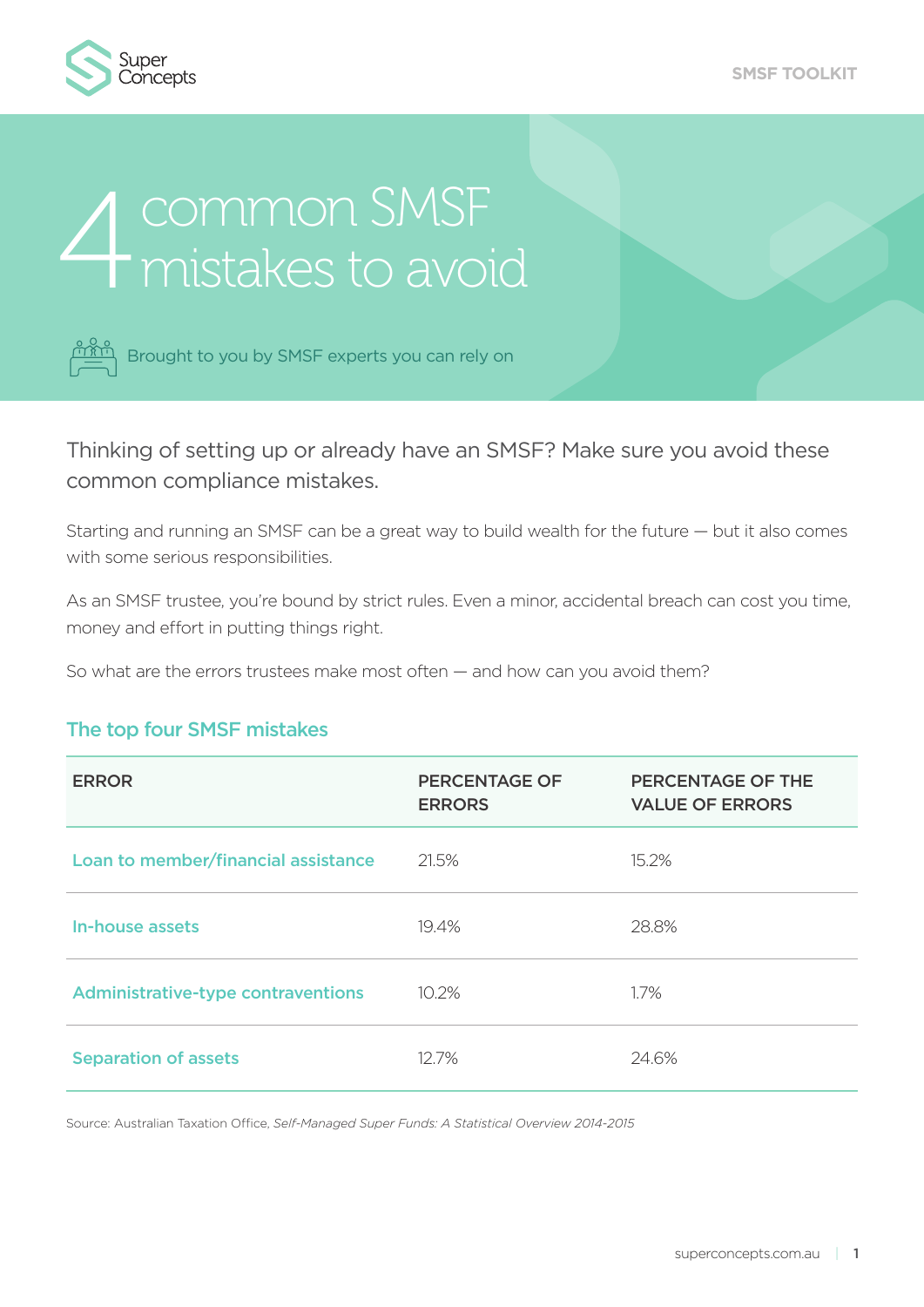Super Concepts

SMSF TOOLKIT

# 4 common SMSF mistakes to avoid

Brought to you by SMSF experts you can rely on

Thinking of setting up or already have an SMSF? Make sure you avoid these common compliance mistakes.

Starting and running an SMSF can be a great way to build wealth for the future — but it also comes with some serious responsibilities.

As an SMSF trustee, you're bound by strict rules. Even a minor, accidental breach can cost you time, money and effort in putting things right.

So what are the errors trustees make most often — and how can you avoid them?

## The top four SMSF mistakes

| ERROR | PERCENTAGE OF ERRORS | PERCENTAGE OF THE VALUE OF ERRORS |
|---|---|---|
| Loan to member/financial assistance | 21.5% | 15.2% |
| In-house assets | 19.4% | 28.8% |
| Administrative-type contraventions | 10.2% | 1.7% |
| Separation of assets | 12.7% | 24.6% |

Source: Australian Taxation Office, *Self-Managed Super Funds: A Statistical Overview 2014-2015*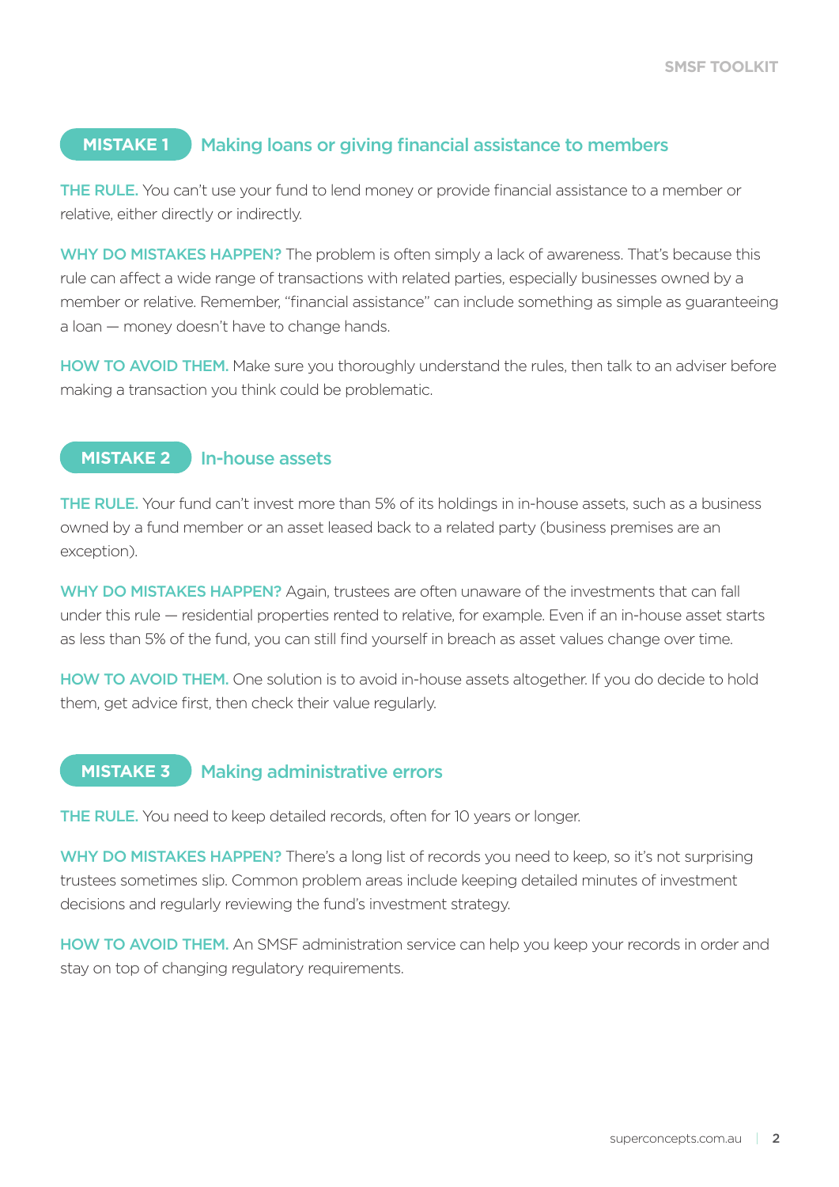## MISTAKE 1 Making loans or giving financial assistance to members

**THE RULE.** You can't use your fund to lend money or provide financial assistance to a member or relative, either directly or indirectly.

**WHY DO MISTAKES HAPPEN?** The problem is often simply a lack of awareness. That's because this rule can affect a wide range of transactions with related parties, especially businesses owned by a member or relative. Remember, "financial assistance" can include something as simple as guaranteeing a loan — money doesn't have to change hands.

**HOW TO AVOID THEM.** Make sure you thoroughly understand the rules, then talk to an adviser before making a transaction you think could be problematic.

## MISTAKE 2 In-house assets

**THE RULE.** Your fund can't invest more than 5% of its holdings in in-house assets, such as a business owned by a fund member or an asset leased back to a related party (business premises are an exception).

**WHY DO MISTAKES HAPPEN?** Again, trustees are often unaware of the investments that can fall under this rule — residential properties rented to relative, for example. Even if an in-house asset starts as less than 5% of the fund, you can still find yourself in breach as asset values change over time.

**HOW TO AVOID THEM.** One solution is to avoid in-house assets altogether. If you do decide to hold them, get advice first, then check their value regularly.

## MISTAKE 3 Making administrative errors

**THE RULE.** You need to keep detailed records, often for 10 years or longer.

**WHY DO MISTAKES HAPPEN?** There's a long list of records you need to keep, so it's not surprising trustees sometimes slip. Common problem areas include keeping detailed minutes of investment decisions and regularly reviewing the fund's investment strategy.

**HOW TO AVOID THEM.** An SMSF administration service can help you keep your records in order and stay on top of changing regulatory requirements.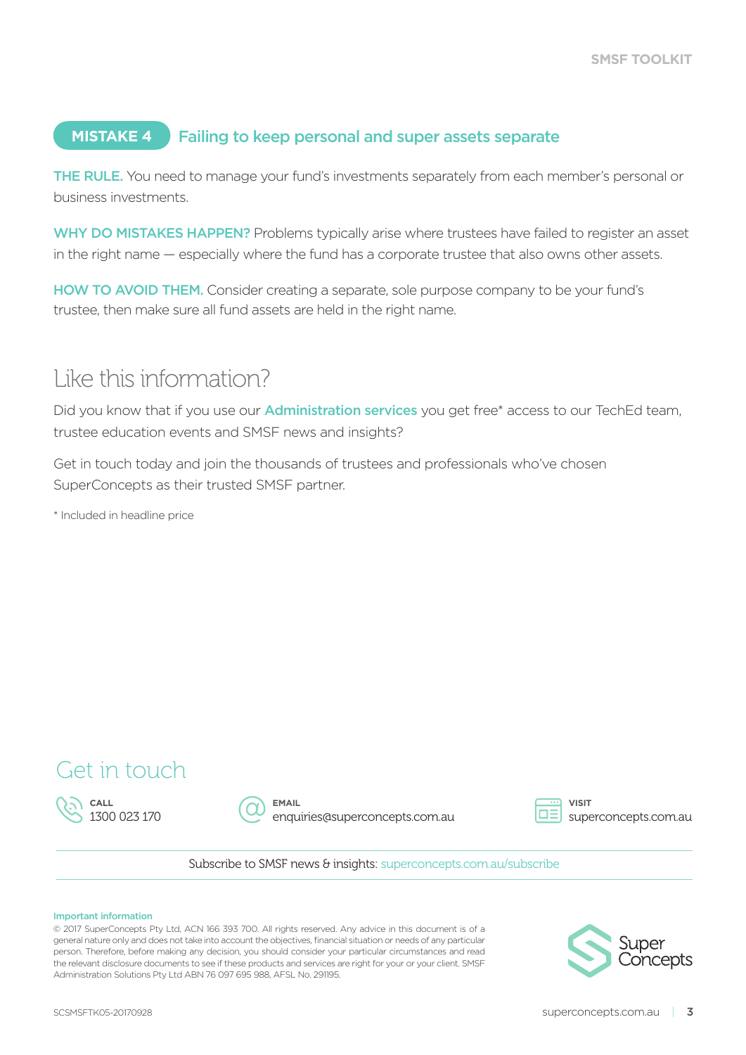## MISTAKE 4 Failing to keep personal and super assets separate

**THE RULE.** You need to manage your fund's investments separately from each member's personal or business investments.

**WHY DO MISTAKES HAPPEN?** Problems typically arise where trustees have failed to register an asset in the right name — especially where the fund has a corporate trustee that also owns other assets.

**HOW TO AVOID THEM.** Consider creating a separate, sole purpose company to be your fund's trustee, then make sure all fund assets are held in the right name.

## Like this information?

Did you know that if you use our **Administration services** you get free* access to our TechEd team, trustee education events and SMSF news and insights?

Get in touch today and join the thousands of trustees and professionals who've chosen SuperConcepts as their trusted SMSF partner.

* Included in headline price

## Get in touch

**CALL**
1300 023 170

**EMAIL**
enquiries@superconcepts.com.au

**VISIT**
superconcepts.com.au

Subscribe to SMSF news & insights: superconcepts.com.au/subscribe

**Important information**

© 2017 SuperConcepts Pty Ltd, ACN 166 393 700. All rights reserved. Any advice in this document is of a general nature only and does not take into account the objectives, financial situation or needs of any particular person. Therefore, before making any decision, you should consider your particular circumstances and read the relevant disclosure documents to see if these products and services are right for you or your client. SMSF Administration Solutions Pty Ltd ABN 76 097 695 988, AFSL No. 291195.

Super Concepts

SCSMSFTK05-20170928